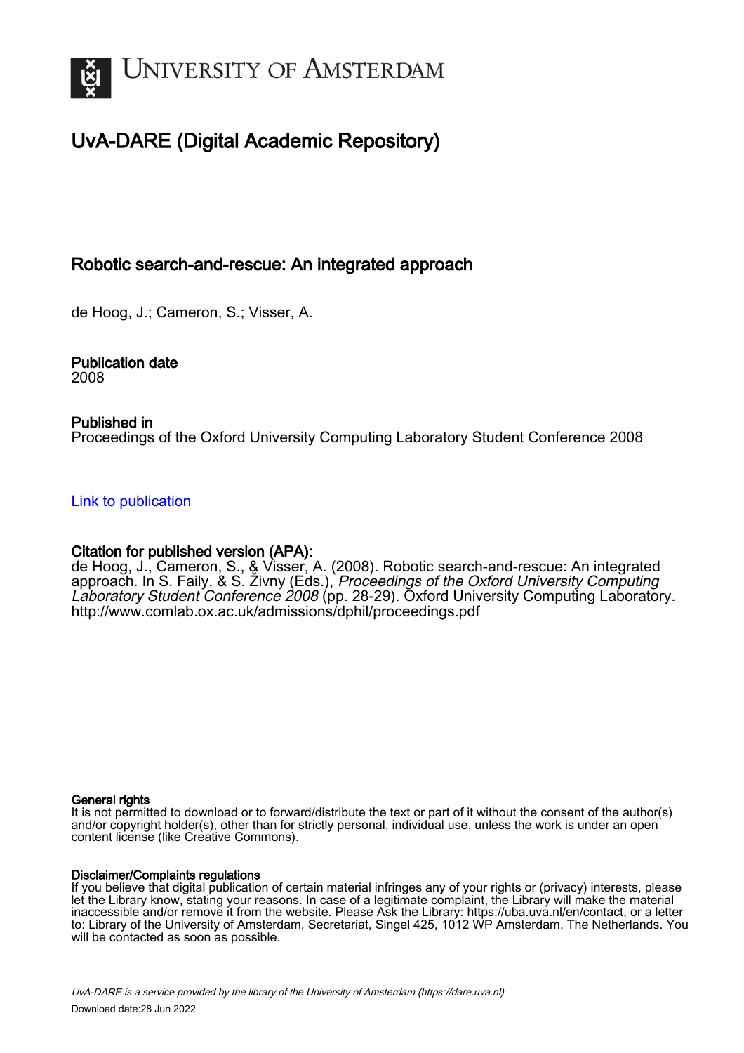UNIVERSITY OF AMSTERDAM

# UvA-DARE (Digital Academic Repository)

## Robotic search-and-rescue: An integrated approach

de Hoog, J.; Cameron, S.; Visser, A.

### Publication date
2008

### Published in
Proceedings of the Oxford University Computing Laboratory Student Conference 2008

[Link to publication]

### Citation for published version (APA):
de Hoog, J., Cameron, S., & Visser, A. (2008). Robotic search-and-rescue: An integrated approach. In S. Faily, & S. Živny (Eds.), *Proceedings of the Oxford University Computing Laboratory Student Conference 2008* (pp. 28-29). Oxford University Computing Laboratory. http://www.comlab.ox.ac.uk/admissions/dphil/proceedings.pdf

### General rights
It is not permitted to download or to forward/distribute the text or part of it without the consent of the author(s) and/or copyright holder(s), other than for strictly personal, individual use, unless the work is under an open content license (like Creative Commons).

### Disclaimer/Complaints regulations
If you believe that digital publication of certain material infringes any of your rights or (privacy) interests, please let the Library know, stating your reasons. In case of a legitimate complaint, the Library will make the material inaccessible and/or remove it from the website. Please Ask the Library: https://uba.uva.nl/en/contact, or a letter to: Library of the University of Amsterdam, Secretariat, Singel 425, 1012 WP Amsterdam, The Netherlands. You will be contacted as soon as possible.

*UvA-DARE is a service provided by the library of the University of Amsterdam (https://dare.uva.nl)*

Download date:28 Jun 2022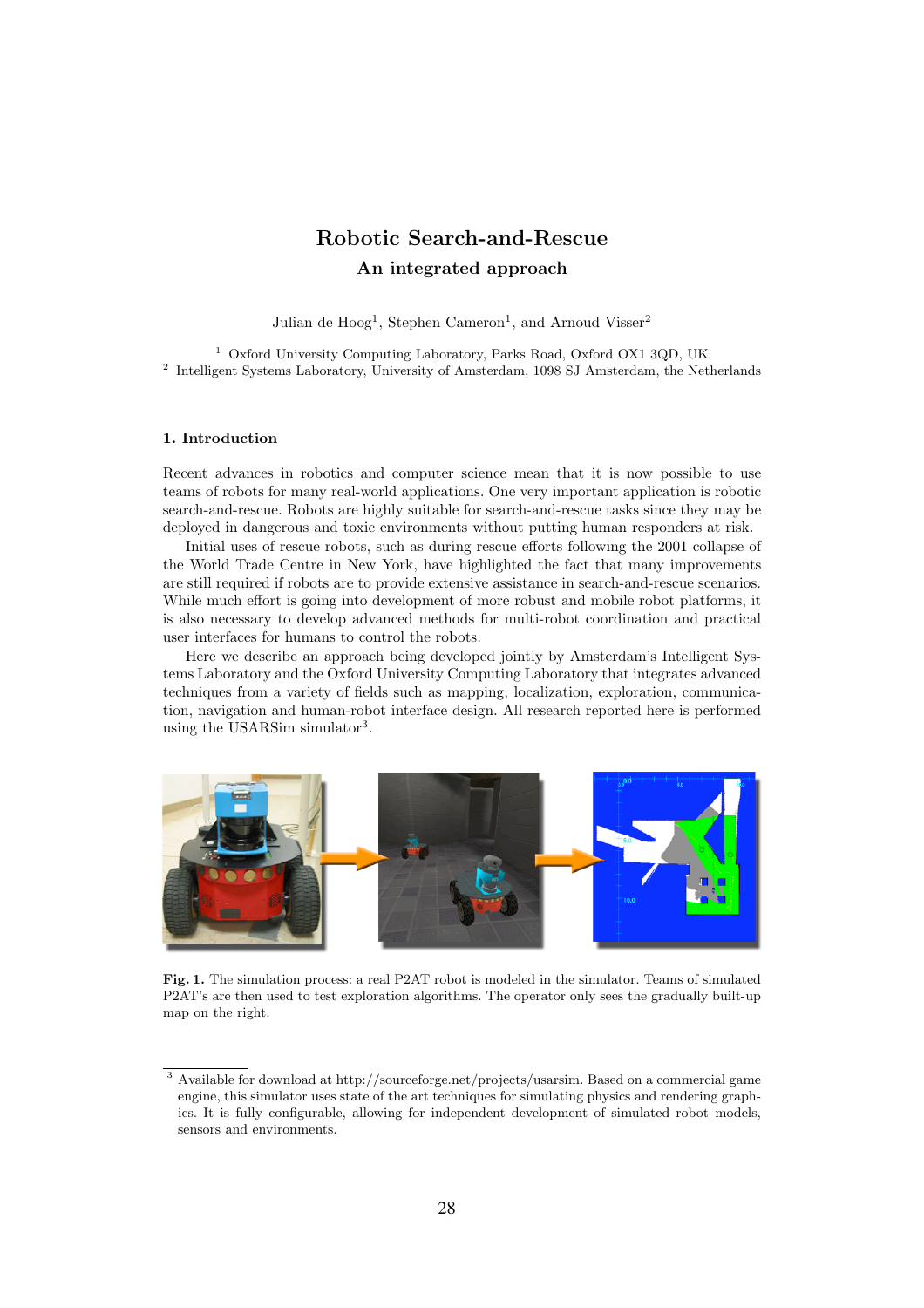# Robotic Search-and-Rescue

## An integrated approach

Julian de Hoog[1], Stephen Cameron[1], and Arnoud Visser[2]

[1] Oxford University Computing Laboratory, Parks Road, Oxford OX1 3QD, UK
[2] Intelligent Systems Laboratory, University of Amsterdam, 1098 SJ Amsterdam, the Netherlands

### 1. Introduction

Recent advances in robotics and computer science mean that it is now possible to use teams of robots for many real-world applications. One very important application is robotic search-and-rescue. Robots are highly suitable for search-and-rescue tasks since they may be deployed in dangerous and toxic environments without putting human responders at risk.

Initial uses of rescue robots, such as during rescue efforts following the 2001 collapse of the World Trade Centre in New York, have highlighted the fact that many improvements are still required if robots are to provide extensive assistance in search-and-rescue scenarios. While much effort is going into development of more robust and mobile robot platforms, it is also necessary to develop advanced methods for multi-robot coordination and practical user interfaces for humans to control the robots.

Here we describe an approach being developed jointly by Amsterdam's Intelligent Systems Laboratory and the Oxford University Computing Laboratory that integrates advanced techniques from a variety of fields such as mapping, localization, exploration, communication, navigation and human-robot interface design. All research reported here is performed using the USARSim simulator[3].

**Fig. 1.** The simulation process: a real P2AT robot is modeled in the simulator. Teams of simulated P2AT's are then used to test exploration algorithms. The operator only sees the gradually built-up map on the right.

[3] Available for download at http://sourceforge.net/projects/usarsim. Based on a commercial game engine, this simulator uses state of the art techniques for simulating physics and rendering graphics. It is fully configurable, allowing for independent development of simulated robot models, sensors and environments.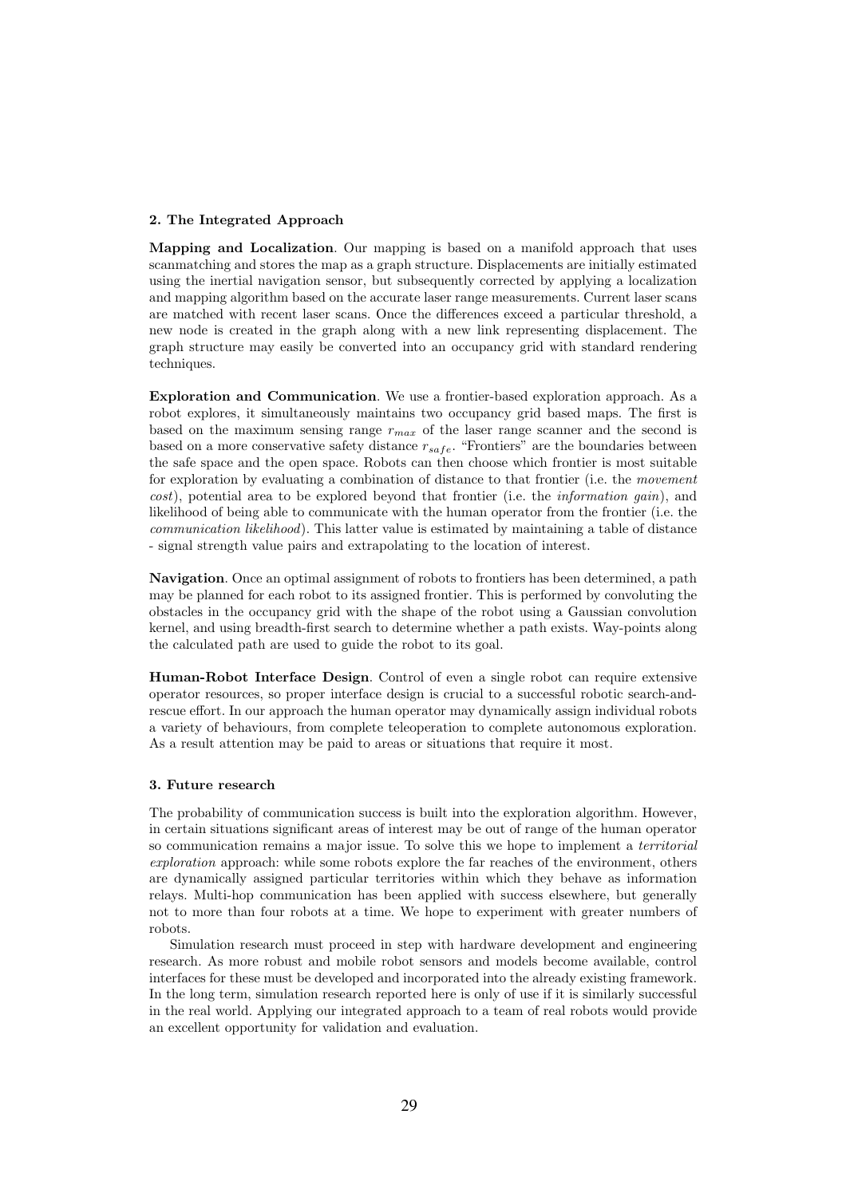## 2. The Integrated Approach

**Mapping and Localization**. Our mapping is based on a manifold approach that uses scanmatching and stores the map as a graph structure. Displacements are initially estimated using the inertial navigation sensor, but subsequently corrected by applying a localization and mapping algorithm based on the accurate laser range measurements. Current laser scans are matched with recent laser scans. Once the differences exceed a particular threshold, a new node is created in the graph along with a new link representing displacement. The graph structure may easily be converted into an occupancy grid with standard rendering techniques.

**Exploration and Communication**. We use a frontier-based exploration approach. As a robot explores, it simultaneously maintains two occupancy grid based maps. The first is based on the maximum sensing range $r_{max}$ of the laser range scanner and the second is based on a more conservative safety distance $r_{safe}$. "Frontiers" are the boundaries between the safe space and the open space. Robots can then choose which frontier is most suitable for exploration by evaluating a combination of distance to that frontier (i.e. the *movement cost*), potential area to be explored beyond that frontier (i.e. the *information gain*), and likelihood of being able to communicate with the human operator from the frontier (i.e. the *communication likelihood*). This latter value is estimated by maintaining a table of distance - signal strength value pairs and extrapolating to the location of interest.

**Navigation**. Once an optimal assignment of robots to frontiers has been determined, a path may be planned for each robot to its assigned frontier. This is performed by convoluting the obstacles in the occupancy grid with the shape of the robot using a Gaussian convolution kernel, and using breadth-first search to determine whether a path exists. Way-points along the calculated path are used to guide the robot to its goal.

**Human-Robot Interface Design**. Control of even a single robot can require extensive operator resources, so proper interface design is crucial to a successful robotic search-and-rescue effort. In our approach the human operator may dynamically assign individual robots a variety of behaviours, from complete teleoperation to complete autonomous exploration. As a result attention may be paid to areas or situations that require it most.

## 3. Future research

The probability of communication success is built into the exploration algorithm. However, in certain situations significant areas of interest may be out of range of the human operator so communication remains a major issue. To solve this we hope to implement a *territorial exploration* approach: while some robots explore the far reaches of the environment, others are dynamically assigned particular territories within which they behave as information relays. Multi-hop communication has been applied with success elsewhere, but generally not to more than four robots at a time. We hope to experiment with greater numbers of robots.

Simulation research must proceed in step with hardware development and engineering research. As more robust and mobile robot sensors and models become available, control interfaces for these must be developed and incorporated into the already existing framework. In the long term, simulation research reported here is only of use if it is similarly successful in the real world. Applying our integrated approach to a team of real robots would provide an excellent opportunity for validation and evaluation.